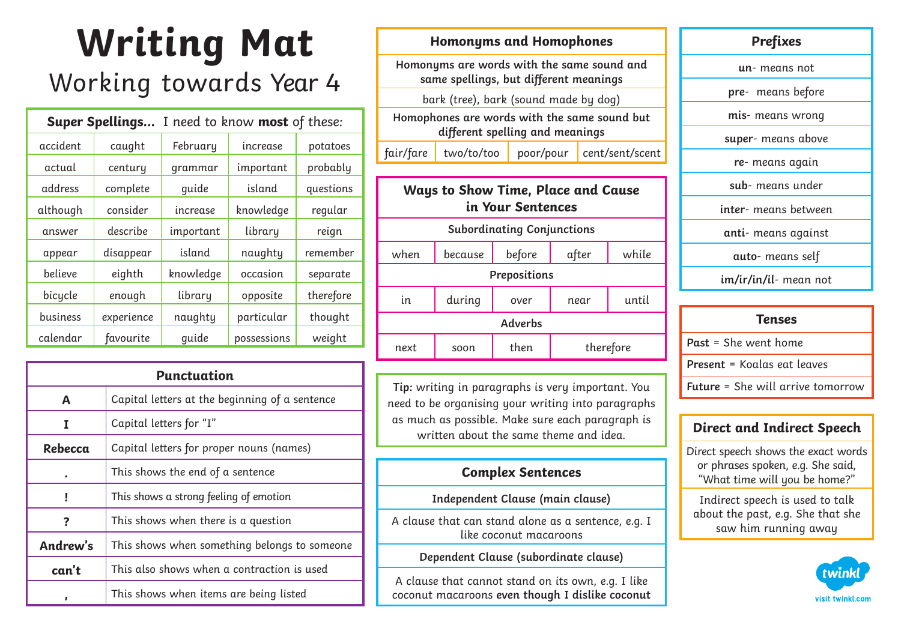# Writing Mat

## Working towards Year 4

| **Super Spellings...** I need to know **most** of these: | | | | |
|---|---|---|---|---|
| accident | caught | February | increase | potatoes |
| actual | century | grammar | important | probably |
| address | complete | guide | island | questions |
| although | consider | increase | knowledge | regular |
| answer | describe | important | library | reign |
| appear | disappear | island | naughty | remember |
| believe | eighth | knowledge | occasion | separate |
| bicycle | enough | library | opposite | therefore |
| business | experience | naughty | particular | thought |
| calendar | favourite | guide | possessions | weight |

| Punctuation | |
|---|---|
| **A** | Capital letters at the beginning of a sentence |
| **I** | Capital letters for "I" |
| **Rebecca** | Capital letters for proper nouns (names) |
| **.** | This shows the end of a sentence |
| **!** | This shows a strong feeling of emotion |
| **?** | This shows when there is a question |
| **Andrew's** | This shows when something belongs to someone |
| **can't** | This also shows when a contraction is used |
| **,** | This shows when items are being listed |

| Homonyms and Homophones | | | |
|---|---|---|---|
| **Homonyms are words with the same sound and same spellings, but different meanings** | | | |
| bark (tree), bark (sound made by dog) | | | |
| **Homophones are words with the same sound but different spelling and meanings** | | | |
| fair/fare | two/to/too | poor/pour | cent/sent/scent |

| Ways to Show Time, Place and Cause in Your Sentences | | | | |
|---|---|---|---|---|
| **Subordinating Conjunctions** | | | | |
| when | because | before | after | while |
| **Prepositions** | | | | |
| in | during | over | near | until |
| **Adverbs** | | | | |
| next | soon | then | therefore | |

**Tip:** writing in paragraphs is very important. You need to be organising your writing into paragraphs as much as possible. Make sure each paragraph is written about the same theme and idea.

| Complex Sentences |
|---|
| **Independent Clause (main clause)** |
| A clause that can stand alone as a sentence, e.g. I like coconut macaroons |
| **Dependent Clause (subordinate clause)** |
| A clause that cannot stand on its own, e.g. I like coconut macaroons **even though I dislike coconut** |

| Prefixes |
|---|
| **un-** means not |
| **pre-** means before |
| **mis-** means wrong |
| **super-** means above |
| **re-** means again |
| **sub-** means under |
| **inter-** means between |
| **anti-** means against |
| **auto-** means self |
| **im/ir/in/il-** mean not |

| Tenses |
|---|
| **Past** = She went home |
| **Present** = Koalas eat leaves |
| **Future** = She will arrive tomorrow |

| Direct and Indirect Speech |
|---|
| Direct speech shows the exact words or phrases spoken, e.g. She said, "What time will you be home?" |
| Indirect speech is used to talk about the past, e.g. She that she saw him running away |

twinkl

visit twinkl.com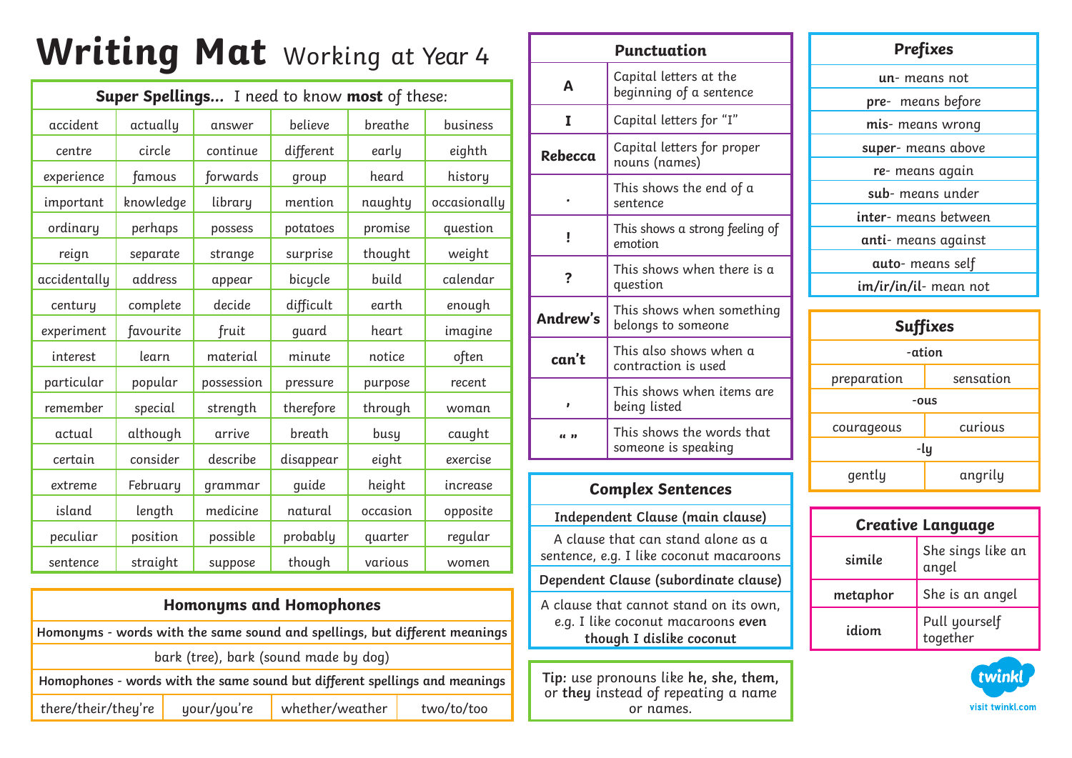# Writing Mat Working at Year 4

**Super Spellings...** I need to know **most** of these:

| | | | | | |
|---|---|---|---|---|---|
| accident | actually | answer | believe | breathe | business |
| centre | circle | continue | different | early | eighth |
| experience | famous | forwards | group | heard | history |
| important | knowledge | library | mention | naughty | occasionally |
| ordinary | perhaps | possess | potatoes | promise | question |
| reign | separate | strange | surprise | thought | weight |
| accidentally | address | appear | bicycle | build | calendar |
| century | complete | decide | difficult | earth | enough |
| experiment | favourite | fruit | guard | heart | imagine |
| interest | learn | material | minute | notice | often |
| particular | popular | possession | pressure | purpose | recent |
| remember | special | strength | therefore | through | woman |
| actual | although | arrive | breath | busy | caught |
| certain | consider | describe | disappear | eight | exercise |
| extreme | February | grammar | guide | height | increase |
| island | length | medicine | natural | occasion | opposite |
| peculiar | position | possible | probably | quarter | regular |
| sentence | straight | suppose | though | various | women |

## Homonyms and Homophones

**Homonyms - words with the same sound and spellings, but different meanings**

bark (tree), bark (sound made by dog)

**Homophones - words with the same sound but different spellings and meanings**

| | | | |
|---|---|---|---|
| there/their/they're | your/you're | whether/weather | two/to/too |

## Punctuation

| | |
|---|---|
| **A** | Capital letters at the beginning of a sentence |
| **I** | Capital letters for "I" |
| **Rebecca** | Capital letters for proper nouns (names) |
| **.** | This shows the end of a sentence |
| **!** | This shows a strong feeling of emotion |
| **?** | This shows when there is a question |
| **Andrew's** | This shows when something belongs to someone |
| **can't** | This also shows when a contraction is used |
| **,** | This shows when items are being listed |
| **" "** | This shows the words that someone is speaking |

## Complex Sentences

**Independent Clause (main clause)**

A clause that can stand alone as a sentence, e.g. I like coconut macaroons

**Dependent Clause (subordinate clause)**

A clause that cannot stand on its own, e.g. I like coconut macaroons **even though I dislike coconut**

**Tip:** use pronouns like **he, she, them,** or **they** instead of repeating a name or names.

## Prefixes

- **un**- means not
- **pre**- means before
- **mis**- means wrong
- **super**- means above
- **re**- means again
- **sub**- means under
- **inter**- means between
- **anti**- means against
- **auto**- means self
- **im/ir/in/il**- mean not

## Suffixes

| -ation | |
|---|---|
| preparation | sensation |
| **-ous** | |
| courageous | curious |
| **-ly** | |
| gently | angrily |

## Creative Language

| | |
|---|---|
| **simile** | She sings like an angel |
| **metaphor** | She is an angel |
| **idiom** | Pull yourself together |

twinkl
visit twinkl.com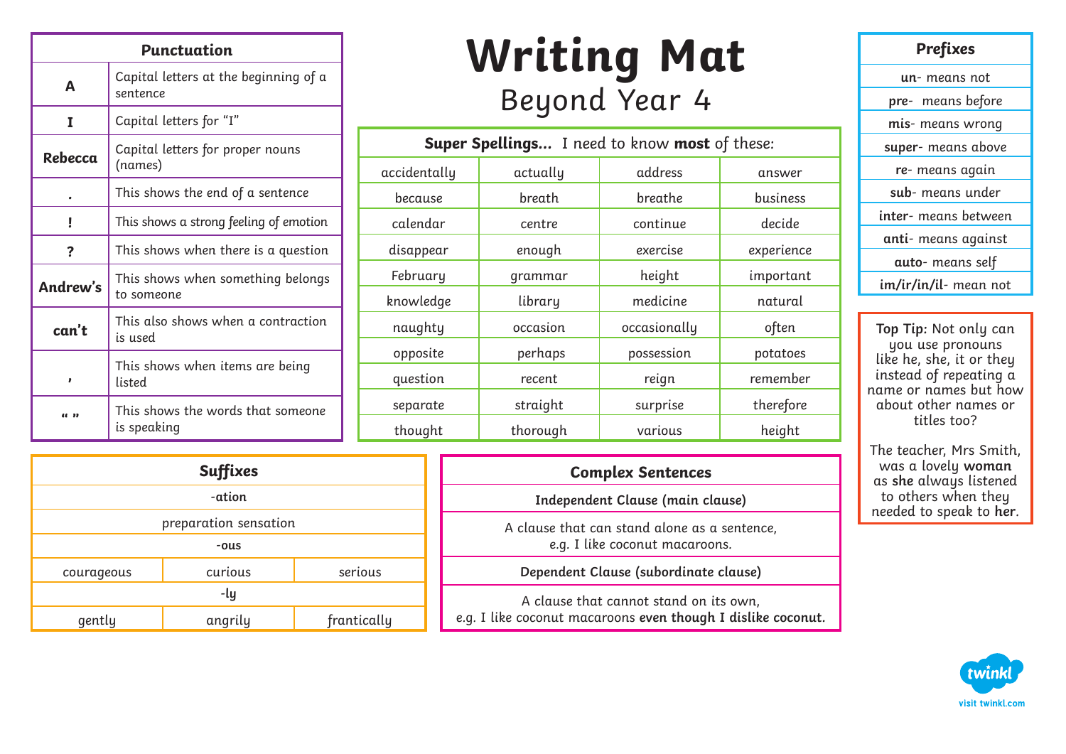# Writing Mat

## Beyond Year 4

### Punctuation

| | |
|---|---|
| **A** | Capital letters at the beginning of a sentence |
| **I** | Capital letters for "I" |
| **Rebecca** | Capital letters for proper nouns (names) |
| **.** | This shows the end of a sentence |
| **!** | This shows a strong feeling of emotion |
| **?** | This shows when there is a question |
| **Andrew's** | This shows when something belongs to someone |
| **can't** | This also shows when a contraction is used |
| **,** | This shows when items are being listed |
| **" "** | This shows the words that someone is speaking |

### Super Spellings... I need to know **most** of these:

| | | | |
|---|---|---|---|
| accidentally | actually | address | answer |
| because | breath | breathe | business |
| calendar | centre | continue | decide |
| disappear | enough | exercise | experience |
| February | grammar | height | important |
| knowledge | library | medicine | natural |
| naughty | occasion | occasionally | often |
| opposite | perhaps | possession | potatoes |
| question | recent | reign | remember |
| separate | straight | surprise | therefore |
| thought | thorough | various | height |

### Prefixes

- **un**- means not
- **pre**- means before
- **mis**- means wrong
- **super**- means above
- **re**- means again
- **sub**- means under
- **inter**- means between
- **anti**- means against
- **auto**- means self
- **im/ir/in/il**- mean not

**Top Tip:** Not only can you use pronouns like he, she, it or they instead of repeating a name or names but how about other names or titles too?

The teacher, Mrs Smith, was a lovely **woman** as **she** always listened to others when they needed to speak to **her**.

### Suffixes

| | | |
|---|---|---|
| **-ation** | | |
| preparation sensation | | |
| **-ous** | | |
| courageous | curious | serious |
| **-ly** | | |
| gently | angrily | frantically |

### Complex Sentences

**Independent Clause (main clause)**

A clause that can stand alone as a sentence, e.g. I like coconut macaroons.

**Dependent Clause (subordinate clause)**

A clause that cannot stand on its own, e.g. I like coconut macaroons **even though I dislike coconut.**